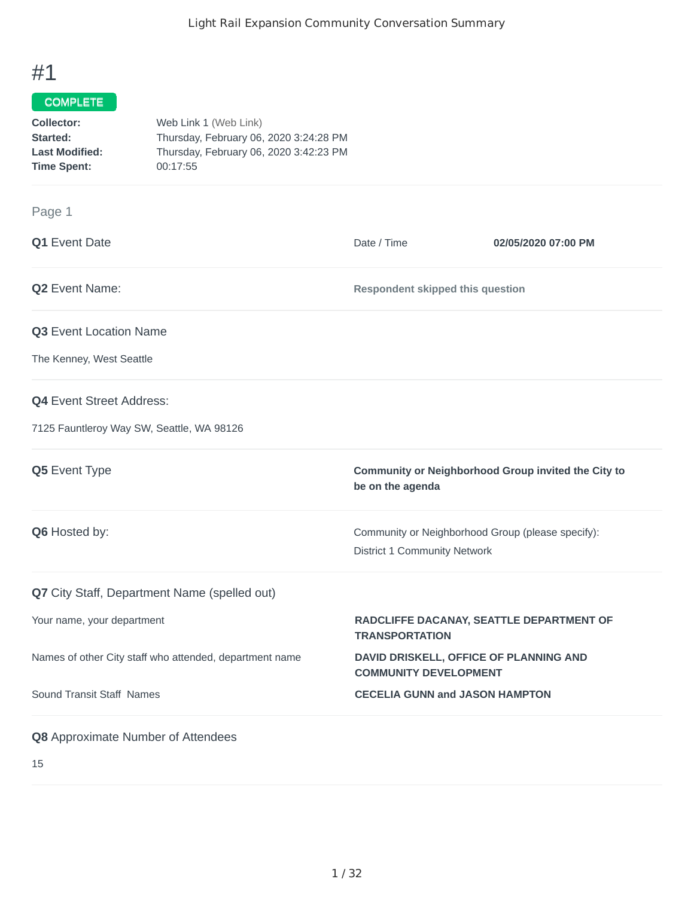# #1

**COMPLETE**

**Collector:** Web Link 1 (Web Link)
**Started:** Thursday, February 06, 2020 3:24:28 PM
**Last Modified:** Thursday, February 06, 2020 3:42:23 PM
**Time Spent:** 00:17:55

## Page 1

**Q1** Event Date

Date / Time **02/05/2020 07:00 PM**

**Q2** Event Name:

**Respondent skipped this question**

**Q3** Event Location Name

The Kenney, West Seattle

**Q4** Event Street Address:

7125 Fauntleroy Way SW, Seattle, WA 98126

**Q5** Event Type

**Community or Neighborhood Group invited the City to be on the agenda**

**Q6** Hosted by:

Community or Neighborhood Group (please specify):
District 1 Community Network

**Q7** City Staff, Department Name (spelled out)

Your name, your department **RADCLIFFE DACANAY, SEATTLE DEPARTMENT OF TRANSPORTATION**

Names of other City staff who attended, department name **DAVID DRISKELL, OFFICE OF PLANNING AND COMMUNITY DEVELOPMENT**

Sound Transit Staff Names **CECELIA GUNN and JASON HAMPTON**

**Q8** Approximate Number of Attendees

15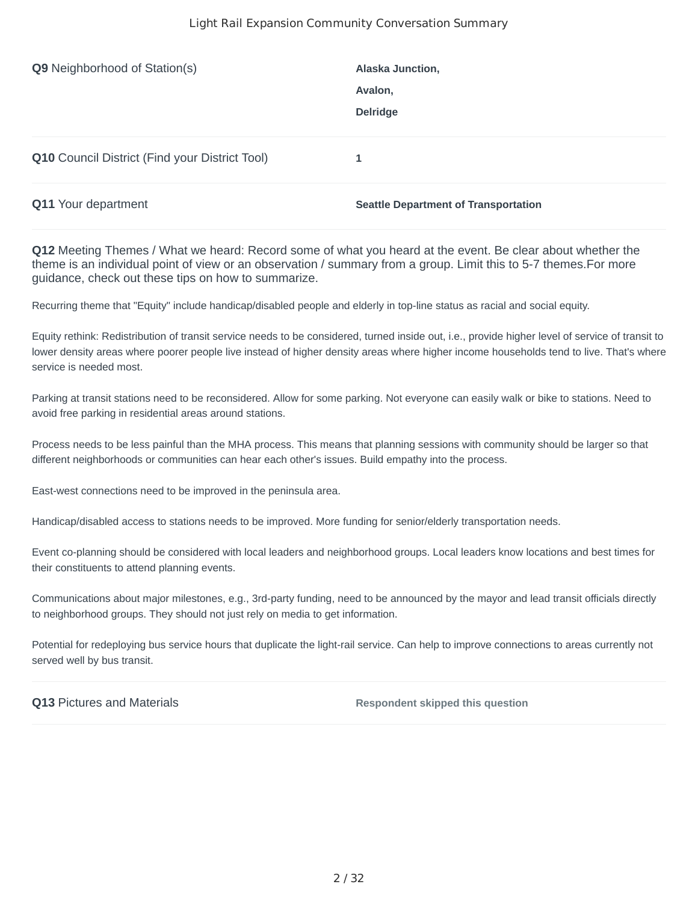**Q9** Neighborhood of Station(s)

**Alaska Junction,**

**Avalon,**

**Delridge**

**Q10** Council District (Find your District Tool)

**1**

**Q11** Your department

**Seattle Department of Transportation**

**Q12** Meeting Themes / What we heard: Record some of what you heard at the event. Be clear about whether the theme is an individual point of view or an observation / summary from a group. Limit this to 5-7 themes.For more guidance, check out these tips on how to summarize.

Recurring theme that "Equity" include handicap/disabled people and elderly in top-line status as racial and social equity.

Equity rethink: Redistribution of transit service needs to be considered, turned inside out, i.e., provide higher level of service of transit to lower density areas where poorer people live instead of higher density areas where higher income households tend to live. That's where service is needed most.

Parking at transit stations need to be reconsidered. Allow for some parking. Not everyone can easily walk or bike to stations. Need to avoid free parking in residential areas around stations.

Process needs to be less painful than the MHA process. This means that planning sessions with community should be larger so that different neighborhoods or communities can hear each other's issues. Build empathy into the process.

East-west connections need to be improved in the peninsula area.

Handicap/disabled access to stations needs to be improved. More funding for senior/elderly transportation needs.

Event co-planning should be considered with local leaders and neighborhood groups. Local leaders know locations and best times for their constituents to attend planning events.

Communications about major milestones, e.g., 3rd-party funding, need to be announced by the mayor and lead transit officials directly to neighborhood groups. They should not just rely on media to get information.

Potential for redeploying bus service hours that duplicate the light-rail service. Can help to improve connections to areas currently not served well by bus transit.

**Q13** Pictures and Materials

**Respondent skipped this question**